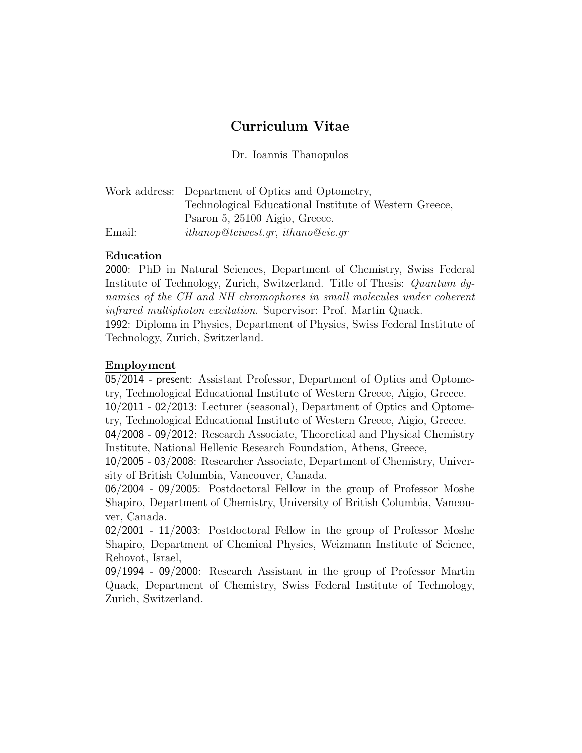# Curriculum Vitae

Dr. Ioannis Thanopulos

Work address: Department of Optics and Optometry,
Technological Educational Institute of Western Greece,
Psaron 5, 25100 Aigio, Greece.

Email: *ithanop@teiwest.gr*, *ithano@eie.gr*

## Education

2000: PhD in Natural Sciences, Department of Chemistry, Swiss Federal Institute of Technology, Zurich, Switzerland. Title of Thesis: *Quantum dynamics of the CH and NH chromophores in small molecules under coherent infrared multiphoton excitation.* Supervisor: Prof. Martin Quack.

1992: Diploma in Physics, Department of Physics, Swiss Federal Institute of Technology, Zurich, Switzerland.

## Employment

05/2014 - present: Assistant Professor, Department of Optics and Optometry, Technological Educational Institute of Western Greece, Aigio, Greece.

10/2011 - 02/2013: Lecturer (seasonal), Department of Optics and Optometry, Technological Educational Institute of Western Greece, Aigio, Greece.

04/2008 - 09/2012: Research Associate, Theoretical and Physical Chemistry Institute, National Hellenic Research Foundation, Athens, Greece,

10/2005 - 03/2008: Researcher Associate, Department of Chemistry, University of British Columbia, Vancouver, Canada.

06/2004 - 09/2005: Postdoctoral Fellow in the group of Professor Moshe Shapiro, Department of Chemistry, University of British Columbia, Vancouver, Canada.

02/2001 - 11/2003: Postdoctoral Fellow in the group of Professor Moshe Shapiro, Department of Chemical Physics, Weizmann Institute of Science, Rehovot, Israel,

09/1994 - 09/2000: Research Assistant in the group of Professor Martin Quack, Department of Chemistry, Swiss Federal Institute of Technology, Zurich, Switzerland.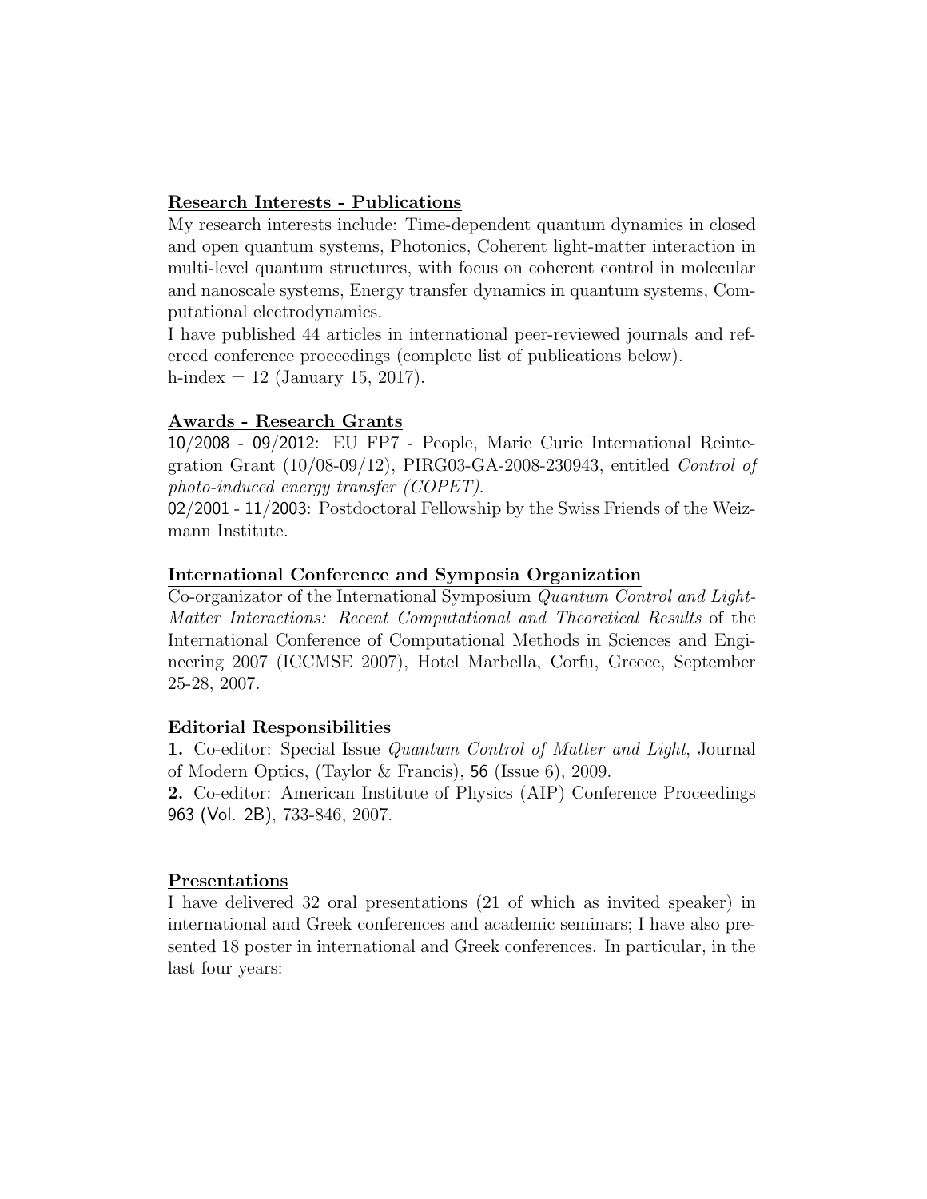## Research Interests - Publications

My research interests include: Time-dependent quantum dynamics in closed and open quantum systems, Photonics, Coherent light-matter interaction in multi-level quantum structures, with focus on coherent control in molecular and nanoscale systems, Energy transfer dynamics in quantum systems, Computational electrodynamics.

I have published 44 articles in international peer-reviewed journals and refereed conference proceedings (complete list of publications below).

h-index = 12 (January 15, 2017).

## Awards - Research Grants

10/2008 - 09/2012: EU FP7 - People, Marie Curie International Reintegration Grant (10/08-09/12), PIRG03-GA-2008-230943, entitled *Control of photo-induced energy transfer (COPET).*

02/2001 - 11/2003: Postdoctoral Fellowship by the Swiss Friends of the Weizmann Institute.

## International Conference and Symposia Organization

Co-organizator of the International Symposium *Quantum Control and Light-Matter Interactions: Recent Computational and Theoretical Results* of the International Conference of Computational Methods in Sciences and Engineering 2007 (ICCMSE 2007), Hotel Marbella, Corfu, Greece, September 25-28, 2007.

## Editorial Responsibilities

**1.** Co-editor: Special Issue *Quantum Control of Matter and Light*, Journal of Modern Optics, (Taylor & Francis), 56 (Issue 6), 2009.

**2.** Co-editor: American Institute of Physics (AIP) Conference Proceedings 963 (Vol. 2B), 733-846, 2007.

## Presentations

I have delivered 32 oral presentations (21 of which as invited speaker) in international and Greek conferences and academic seminars; I have also presented 18 poster in international and Greek conferences. In particular, in the last four years: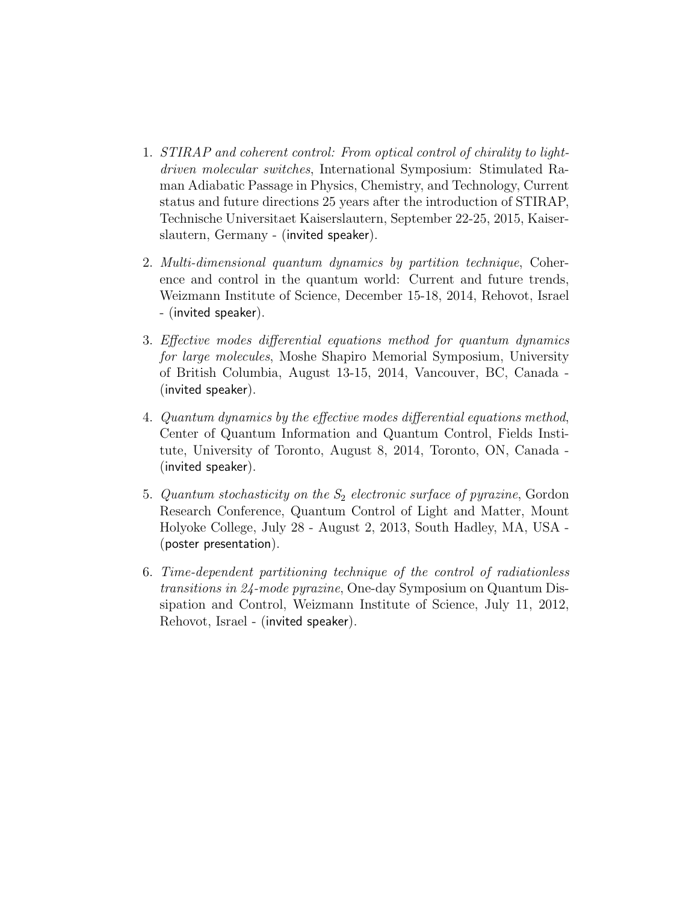1. *STIRAP and coherent control: From optical control of chirality to light-driven molecular switches*, International Symposium: Stimulated Raman Adiabatic Passage in Physics, Chemistry, and Technology, Current status and future directions 25 years after the introduction of STIRAP, Technische Universitaet Kaiserslautern, September 22-25, 2015, Kaiserslautern, Germany - (invited speaker).

2. *Multi-dimensional quantum dynamics by partition technique*, Coherence and control in the quantum world: Current and future trends, Weizmann Institute of Science, December 15-18, 2014, Rehovot, Israel - (invited speaker).

3. *Effective modes differential equations method for quantum dynamics for large molecules*, Moshe Shapiro Memorial Symposium, University of British Columbia, August 13-15, 2014, Vancouver, BC, Canada - (invited speaker).

4. *Quantum dynamics by the effective modes differential equations method*, Center of Quantum Information and Quantum Control, Fields Institute, University of Toronto, August 8, 2014, Toronto, ON, Canada - (invited speaker).

5. *Quantum stochasticity on the $S_2$ electronic surface of pyrazine*, Gordon Research Conference, Quantum Control of Light and Matter, Mount Holyoke College, July 28 - August 2, 2013, South Hadley, MA, USA - (poster presentation).

6. *Time-dependent partitioning technique of the control of radiationless transitions in 24-mode pyrazine*, One-day Symposium on Quantum Dissipation and Control, Weizmann Institute of Science, July 11, 2012, Rehovot, Israel - (invited speaker).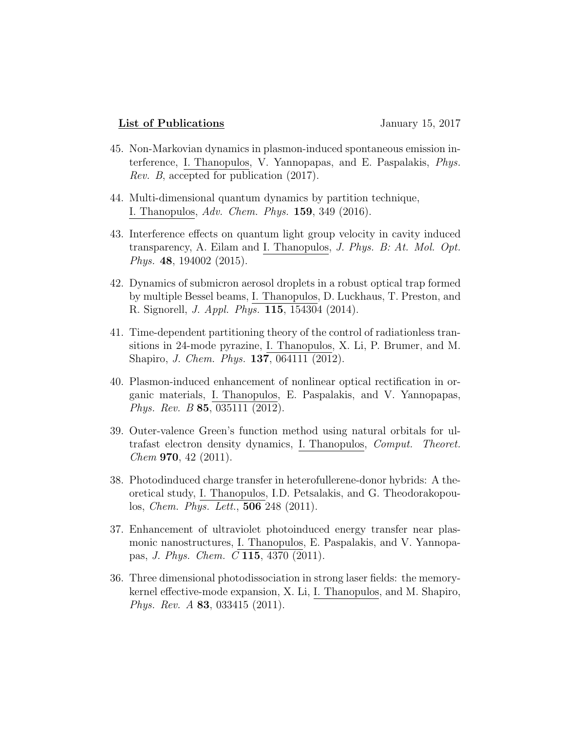**List of Publications** January 15, 2017

45. Non-Markovian dynamics in plasmon-induced spontaneous emission interference, I. Thanopulos, V. Yannopapas, and E. Paspalakis, *Phys. Rev. B*, accepted for publication (2017).

44. Multi-dimensional quantum dynamics by partition technique, I. Thanopulos, *Adv. Chem. Phys.* **159**, 349 (2016).

43. Interference effects on quantum light group velocity in cavity induced transparency, A. Eilam and I. Thanopulos, *J. Phys. B: At. Mol. Opt. Phys.* **48**, 194002 (2015).

42. Dynamics of submicron aerosol droplets in a robust optical trap formed by multiple Bessel beams, I. Thanopulos, D. Luckhaus, T. Preston, and R. Signorell, *J. Appl. Phys.* **115**, 154304 (2014).

41. Time-dependent partitioning theory of the control of radiationless transitions in 24-mode pyrazine, I. Thanopulos, X. Li, P. Brumer, and M. Shapiro, *J. Chem. Phys.* **137**, 064111 (2012).

40. Plasmon-induced enhancement of nonlinear optical rectification in organic materials, I. Thanopulos, E. Paspalakis, and V. Yannopapas, *Phys. Rev. B* **85**, 035111 (2012).

39. Outer-valence Green's function method using natural orbitals for ultrafast electron density dynamics, I. Thanopulos, *Comput. Theoret. Chem* **970**, 42 (2011).

38. Photodinduced charge transfer in heterofullerene-donor hybrids: A theoretical study, I. Thanopulos, I.D. Petsalakis, and G. Theodorakopoulos, *Chem. Phys. Lett.*, **506** 248 (2011).

37. Enhancement of ultraviolet photoinduced energy transfer near plasmonic nanostructures, I. Thanopulos, E. Paspalakis, and V. Yannopapas, *J. Phys. Chem. C* **115**, 4370 (2011).

36. Three dimensional photodissociation in strong laser fields: the memory-kernel effective-mode expansion, X. Li, I. Thanopulos, and M. Shapiro, *Phys. Rev. A* **83**, 033415 (2011).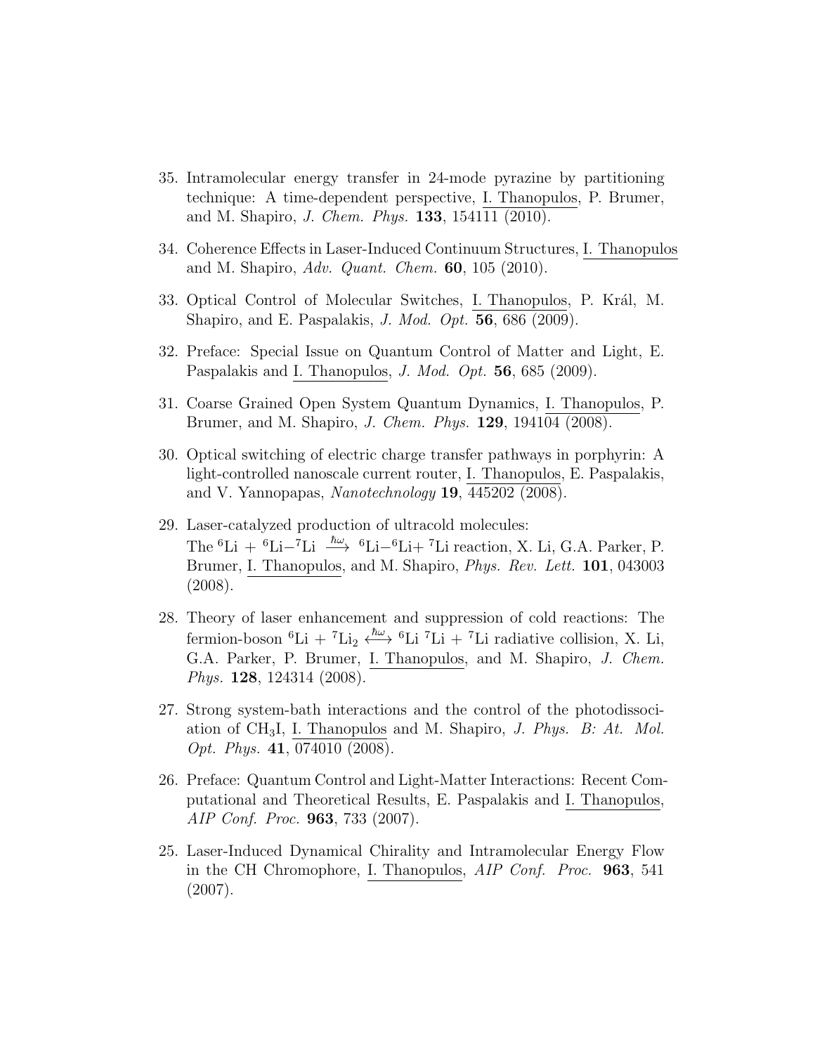35. Intramolecular energy transfer in 24-mode pyrazine by partitioning technique: A time-dependent perspective, I. Thanopulos, P. Brumer, and M. Shapiro, *J. Chem. Phys.* **133**, 154111 (2010).

34. Coherence Effects in Laser-Induced Continuum Structures, I. Thanopulos and M. Shapiro, *Adv. Quant. Chem.* **60**, 105 (2010).

33. Optical Control of Molecular Switches, I. Thanopulos, P. Král, M. Shapiro, and E. Paspalakis, *J. Mod. Opt.* **56**, 686 (2009).

32. Preface: Special Issue on Quantum Control of Matter and Light, E. Paspalakis and I. Thanopulos, *J. Mod. Opt.* **56**, 685 (2009).

31. Coarse Grained Open System Quantum Dynamics, I. Thanopulos, P. Brumer, and M. Shapiro, *J. Chem. Phys.* **129**, 194104 (2008).

30. Optical switching of electric charge transfer pathways in porphyrin: A light-controlled nanoscale current router, I. Thanopulos, E. Paspalakis, and V. Yannopapas, *Nanotechnology* **19**, 445202 (2008).

29. Laser-catalyzed production of ultracold molecules: The $^6$Li + $^6$Li$-^7$Li $\xrightarrow{\hbar\omega}$ $^6$Li$-^6$Li+ $^7$Li reaction, X. Li, G.A. Parker, P. Brumer, I. Thanopulos, and M. Shapiro, *Phys. Rev. Lett.* **101**, 043003 (2008).

28. Theory of laser enhancement and suppression of cold reactions: The fermion-boson $^6$Li + $^7$Li$_2$ $\xleftrightarrow{\hbar\omega}$ $^6$Li $^7$Li + $^7$Li radiative collision, X. Li, G.A. Parker, P. Brumer, I. Thanopulos, and M. Shapiro, *J. Chem. Phys.* **128**, 124314 (2008).

27. Strong system-bath interactions and the control of the photodissociation of $CH_3I$, I. Thanopulos and M. Shapiro, *J. Phys. B: At. Mol. Opt. Phys.* **41**, 074010 (2008).

26. Preface: Quantum Control and Light-Matter Interactions: Recent Computational and Theoretical Results, E. Paspalakis and I. Thanopulos, *AIP Conf. Proc.* **963**, 733 (2007).

25. Laser-Induced Dynamical Chirality and Intramolecular Energy Flow in the CH Chromophore, I. Thanopulos, *AIP Conf. Proc.* **963**, 541 (2007).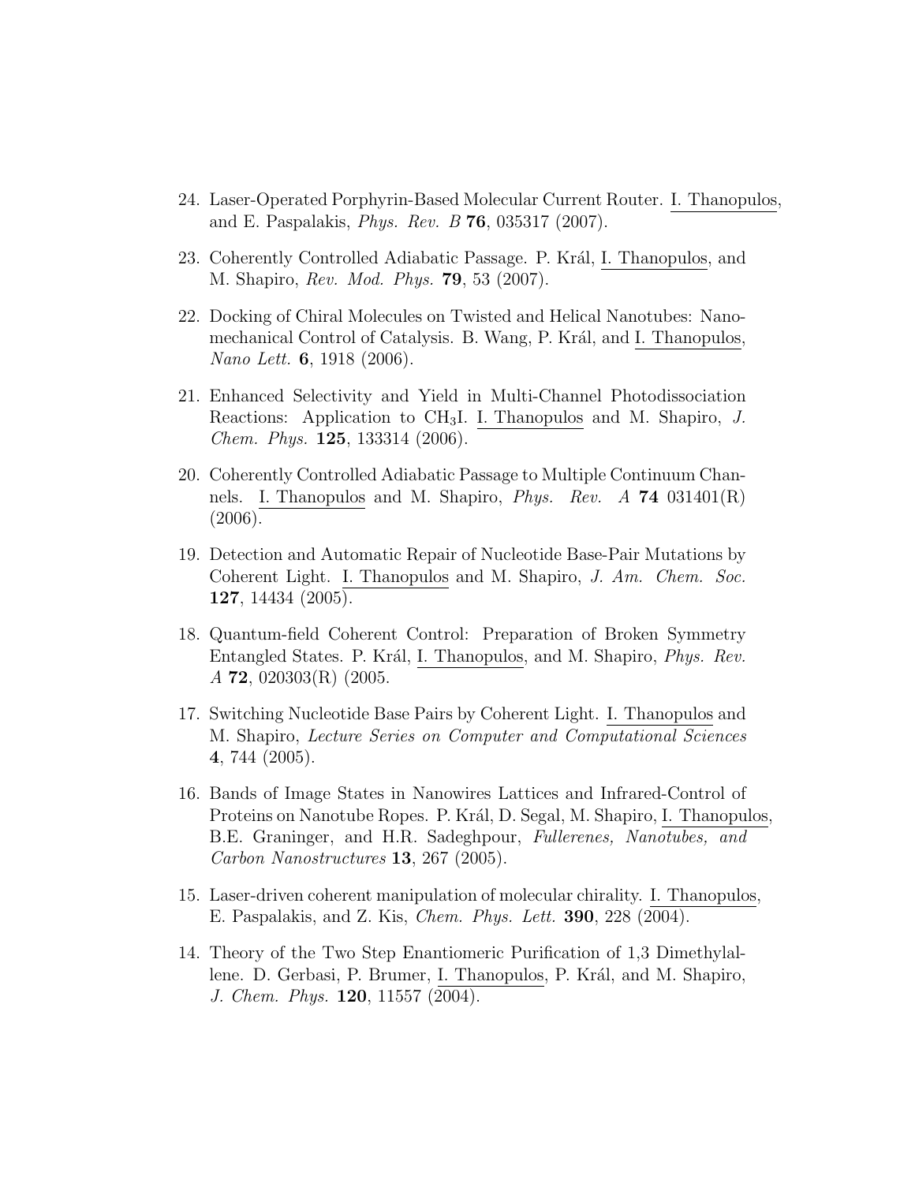24. Laser-Operated Porphyrin-Based Molecular Current Router. I. Thanopulos, and E. Paspalakis, *Phys. Rev. B* **76**, 035317 (2007).

23. Coherently Controlled Adiabatic Passage. P. Král, I. Thanopulos, and M. Shapiro, *Rev. Mod. Phys.* **79**, 53 (2007).

22. Docking of Chiral Molecules on Twisted and Helical Nanotubes: Nanomechanical Control of Catalysis. B. Wang, P. Král, and I. Thanopulos, *Nano Lett.* **6**, 1918 (2006).

21. Enhanced Selectivity and Yield in Multi-Channel Photodissociation Reactions: Application to $CH_3I$. I. Thanopulos and M. Shapiro, *J. Chem. Phys.* **125**, 133314 (2006).

20. Coherently Controlled Adiabatic Passage to Multiple Continuum Channels. I. Thanopulos and M. Shapiro, *Phys. Rev. A* **74** 031401(R) (2006).

19. Detection and Automatic Repair of Nucleotide Base-Pair Mutations by Coherent Light. I. Thanopulos and M. Shapiro, *J. Am. Chem. Soc.* **127**, 14434 (2005).

18. Quantum-field Coherent Control: Preparation of Broken Symmetry Entangled States. P. Král, I. Thanopulos, and M. Shapiro, *Phys. Rev. A* **72**, 020303(R) (2005.

17. Switching Nucleotide Base Pairs by Coherent Light. I. Thanopulos and M. Shapiro, *Lecture Series on Computer and Computational Sciences* **4**, 744 (2005).

16. Bands of Image States in Nanowires Lattices and Infrared-Control of Proteins on Nanotube Ropes. P. Král, D. Segal, M. Shapiro, I. Thanopulos, B.E. Graninger, and H.R. Sadeghpour, *Fullerenes, Nanotubes, and Carbon Nanostructures* **13**, 267 (2005).

15. Laser-driven coherent manipulation of molecular chirality. I. Thanopulos, E. Paspalakis, and Z. Kis, *Chem. Phys. Lett.* **390**, 228 (2004).

14. Theory of the Two Step Enantiomeric Purification of 1,3 Dimethylallene. D. Gerbasi, P. Brumer, I. Thanopulos, P. Král, and M. Shapiro, *J. Chem. Phys.* **120**, 11557 (2004).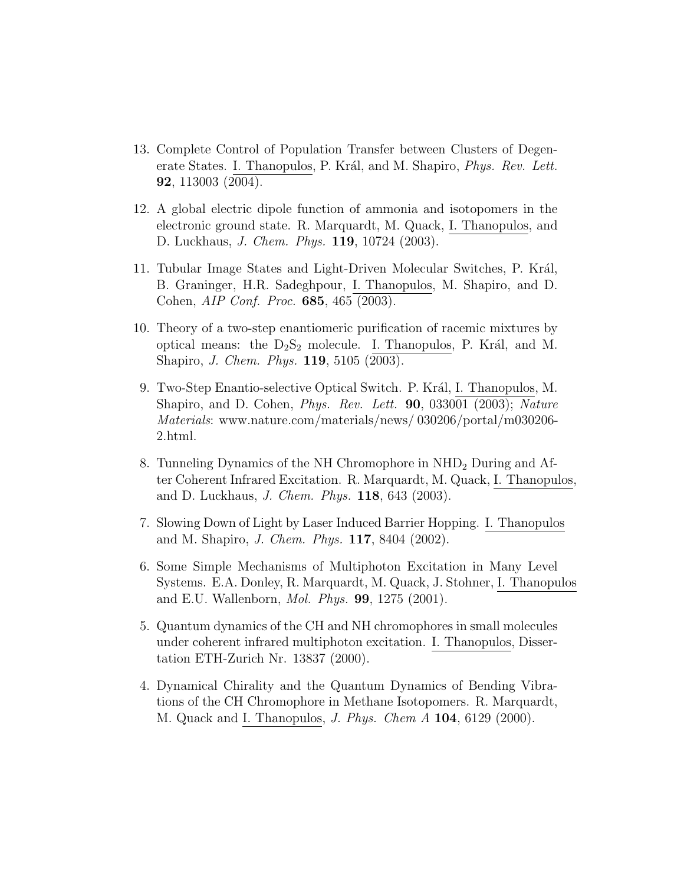13. Complete Control of Population Transfer between Clusters of Degenerate States. I. Thanopulos, P. Král, and M. Shapiro, *Phys. Rev. Lett.* **92**, 113003 (2004).

12. A global electric dipole function of ammonia and isotopomers in the electronic ground state. R. Marquardt, M. Quack, I. Thanopulos, and D. Luckhaus, *J. Chem. Phys.* **119**, 10724 (2003).

11. Tubular Image States and Light-Driven Molecular Switches, P. Král, B. Graninger, H.R. Sadeghpour, I. Thanopulos, M. Shapiro, and D. Cohen, *AIP Conf. Proc.* **685**, 465 (2003).

10. Theory of a two-step enantiomeric purification of racemic mixtures by optical means: the $D_2S_2$ molecule. I. Thanopulos, P. Král, and M. Shapiro, *J. Chem. Phys.* **119**, 5105 (2003).

9. Two-Step Enantio-selective Optical Switch. P. Král, I. Thanopulos, M. Shapiro, and D. Cohen, *Phys. Rev. Lett.* **90**, 033001 (2003); *Nature Materials*: www.nature.com/materials/news/ 030206/portal/m030206-2.html.

8. Tunneling Dynamics of the NH Chromophore in $NHD_2$ During and After Coherent Infrared Excitation. R. Marquardt, M. Quack, I. Thanopulos, and D. Luckhaus, *J. Chem. Phys.* **118**, 643 (2003).

7. Slowing Down of Light by Laser Induced Barrier Hopping. I. Thanopulos and M. Shapiro, *J. Chem. Phys.* **117**, 8404 (2002).

6. Some Simple Mechanisms of Multiphoton Excitation in Many Level Systems. E.A. Donley, R. Marquardt, M. Quack, J. Stohner, I. Thanopulos and E.U. Wallenborn, *Mol. Phys.* **99**, 1275 (2001).

5. Quantum dynamics of the CH and NH chromophores in small molecules under coherent infrared multiphoton excitation. I. Thanopulos, Dissertation ETH-Zurich Nr. 13837 (2000).

4. Dynamical Chirality and the Quantum Dynamics of Bending Vibrations of the CH Chromophore in Methane Isotopomers. R. Marquardt, M. Quack and I. Thanopulos, *J. Phys. Chem A* **104**, 6129 (2000).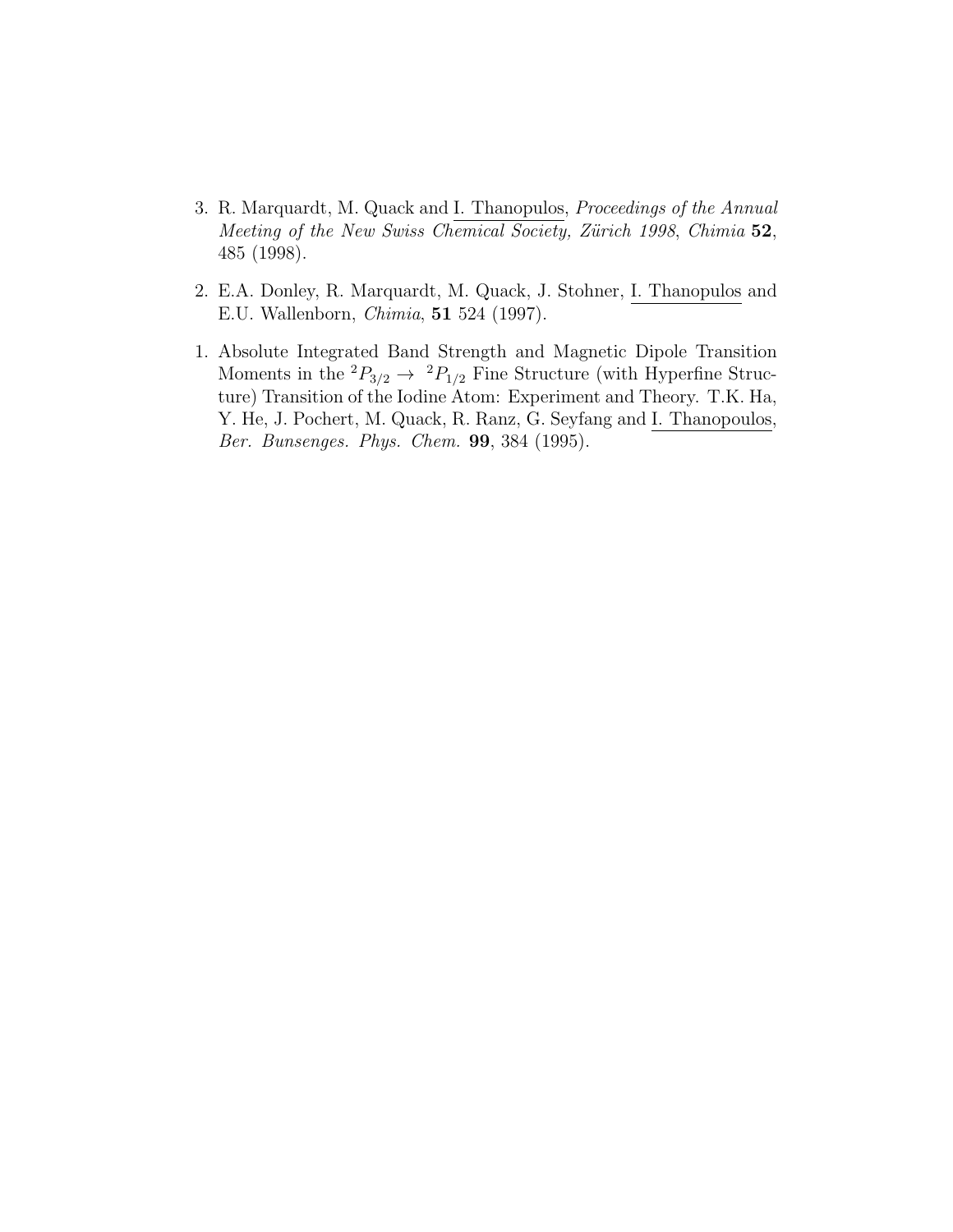3. R. Marquardt, M. Quack and I. Thanopulos, *Proceedings of the Annual Meeting of the New Swiss Chemical Society, Zürich 1998*, *Chimia* **52**, 485 (1998).

2. E.A. Donley, R. Marquardt, M. Quack, J. Stohner, I. Thanopulos and E.U. Wallenborn, *Chimia*, **51** 524 (1997).

1. Absolute Integrated Band Strength and Magnetic Dipole Transition Moments in the ${}^2P_{3/2} \rightarrow {}^2P_{1/2}$ Fine Structure (with Hyperfine Structure) Transition of the Iodine Atom: Experiment and Theory. T.K. Ha, Y. He, J. Pochert, M. Quack, R. Ranz, G. Seyfang and I. Thanopoulos, *Ber. Bunsenges. Phys. Chem.* **99**, 384 (1995).